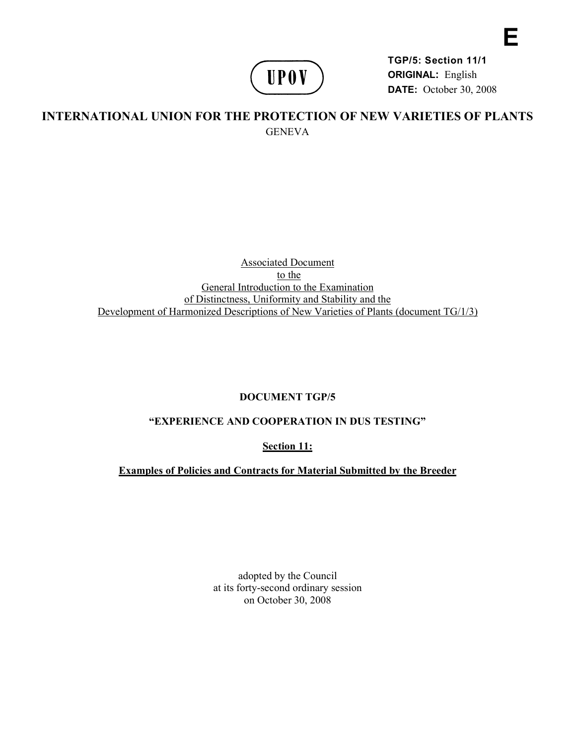**E**

UPOV

**TGP/5: Section 11/1**
**ORIGINAL:** English
**DATE:** October 30, 2008

# INTERNATIONAL UNION FOR THE PROTECTION OF NEW VARIETIES OF PLANTS

GENEVA

Associated Document
to the
General Introduction to the Examination
of Distinctness, Uniformity and Stability and the
Development of Harmonized Descriptions of New Varieties of Plants (document TG/1/3)

**DOCUMENT TGP/5**

**"EXPERIENCE AND COOPERATION IN DUS TESTING"**

**Section 11:**

**Examples of Policies and Contracts for Material Submitted by the Breeder**

adopted by the Council
at its forty-second ordinary session
on October 30, 2008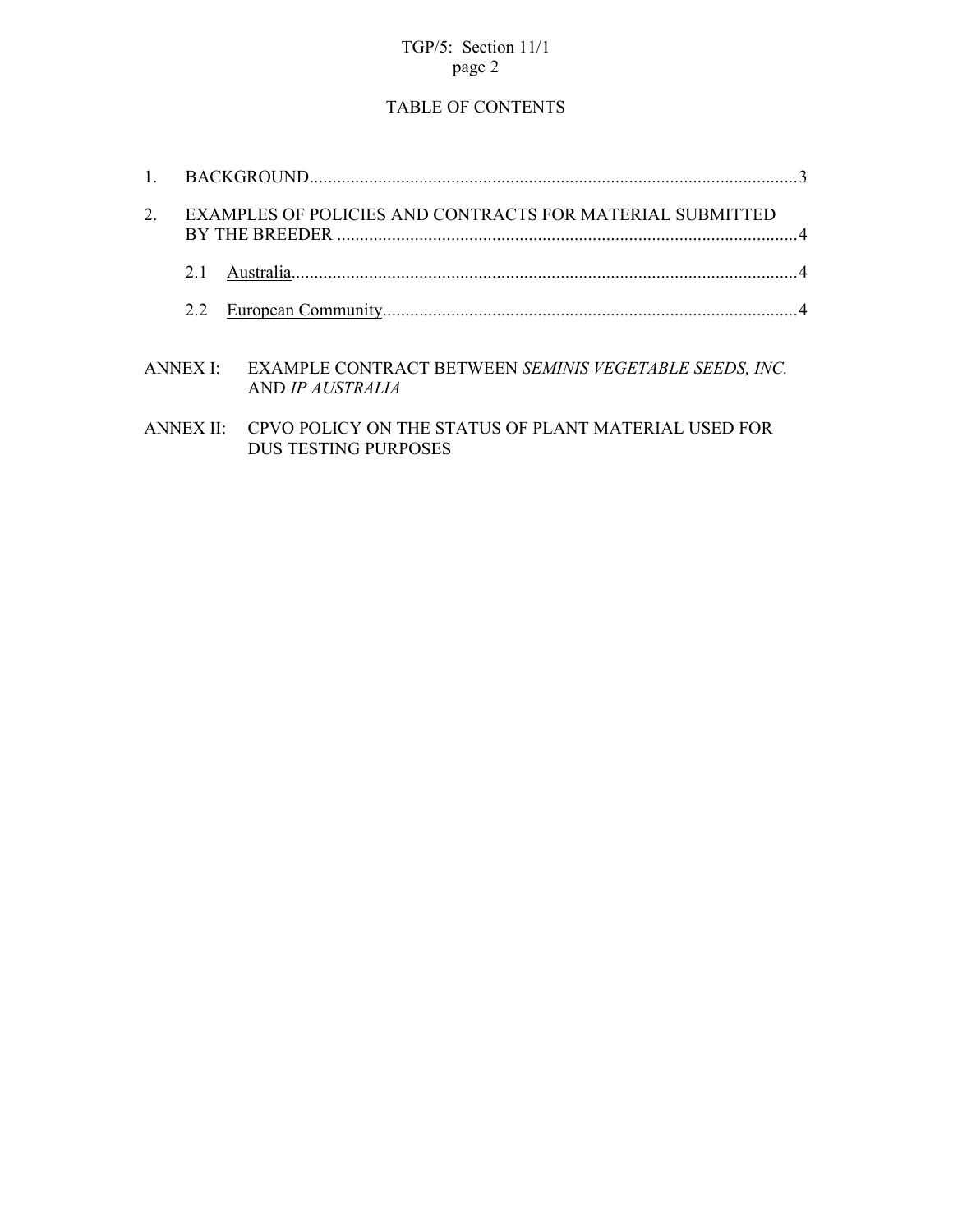# TABLE OF CONTENTS

1. BACKGROUND..........................................................................................................3

2. EXAMPLES OF POLICIES AND CONTRACTS FOR MATERIAL SUBMITTED BY THE BREEDER .....................................................................................................4

   2.1 Australia...............................................................................................................4

   2.2 European Community...........................................................................................4

ANNEX I: EXAMPLE CONTRACT BETWEEN *SEMINIS VEGETABLE SEEDS, INC.* AND *IP AUSTRALIA*

ANNEX II: CPVO POLICY ON THE STATUS OF PLANT MATERIAL USED FOR DUS TESTING PURPOSES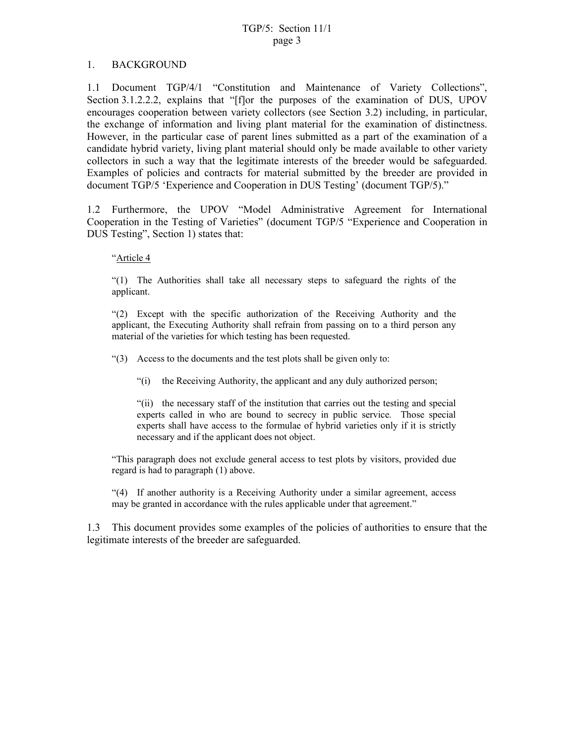## 1. BACKGROUND

1.1 Document TGP/4/1 "Constitution and Maintenance of Variety Collections", Section 3.1.2.2.2, explains that "[f]or the purposes of the examination of DUS, UPOV encourages cooperation between variety collectors (see Section 3.2) including, in particular, the exchange of information and living plant material for the examination of distinctness. However, in the particular case of parent lines submitted as a part of the examination of a candidate hybrid variety, living plant material should only be made available to other variety collectors in such a way that the legitimate interests of the breeder would be safeguarded. Examples of policies and contracts for material submitted by the breeder are provided in document TGP/5 'Experience and Cooperation in DUS Testing' (document TGP/5)."

1.2 Furthermore, the UPOV "Model Administrative Agreement for International Cooperation in the Testing of Varieties" (document TGP/5 "Experience and Cooperation in DUS Testing", Section 1) states that:

> "Article 4
>
> "(1) The Authorities shall take all necessary steps to safeguard the rights of the applicant.
>
> "(2) Except with the specific authorization of the Receiving Authority and the applicant, the Executing Authority shall refrain from passing on to a third person any material of the varieties for which testing has been requested.
>
> "(3) Access to the documents and the test plots shall be given only to:
>
> > "(i) the Receiving Authority, the applicant and any duly authorized person;
> >
> > "(ii) the necessary staff of the institution that carries out the testing and special experts called in who are bound to secrecy in public service. Those special experts shall have access to the formulae of hybrid varieties only if it is strictly necessary and if the applicant does not object.
>
> "This paragraph does not exclude general access to test plots by visitors, provided due regard is had to paragraph (1) above.
>
> "(4) If another authority is a Receiving Authority under a similar agreement, access may be granted in accordance with the rules applicable under that agreement."

1.3 This document provides some examples of the policies of authorities to ensure that the legitimate interests of the breeder are safeguarded.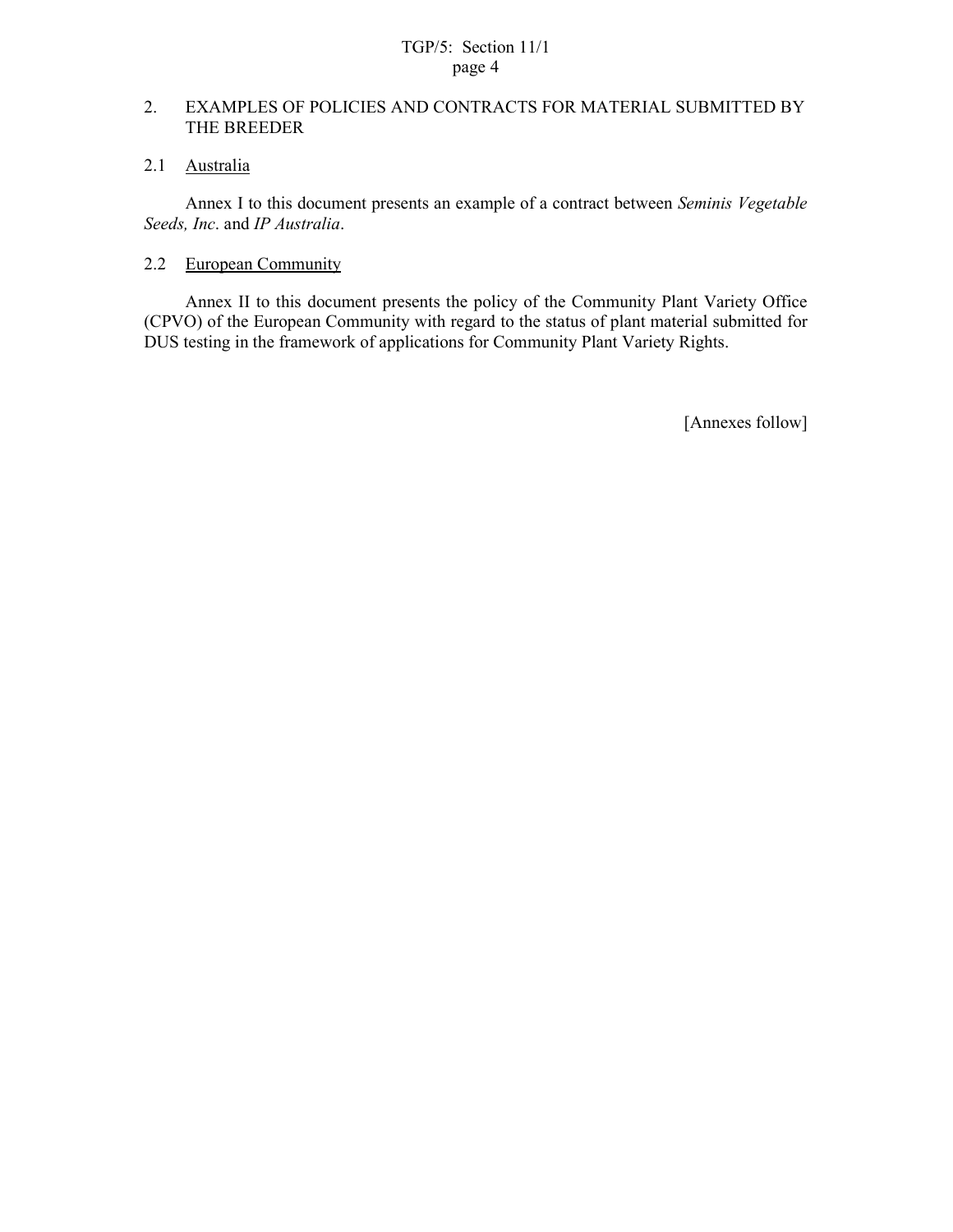## 2. EXAMPLES OF POLICIES AND CONTRACTS FOR MATERIAL SUBMITTED BY THE BREEDER

### 2.1 Australia

Annex I to this document presents an example of a contract between *Seminis Vegetable Seeds, Inc*. and *IP Australia*.

### 2.2 European Community

Annex II to this document presents the policy of the Community Plant Variety Office (CPVO) of the European Community with regard to the status of plant material submitted for DUS testing in the framework of applications for Community Plant Variety Rights.

[Annexes follow]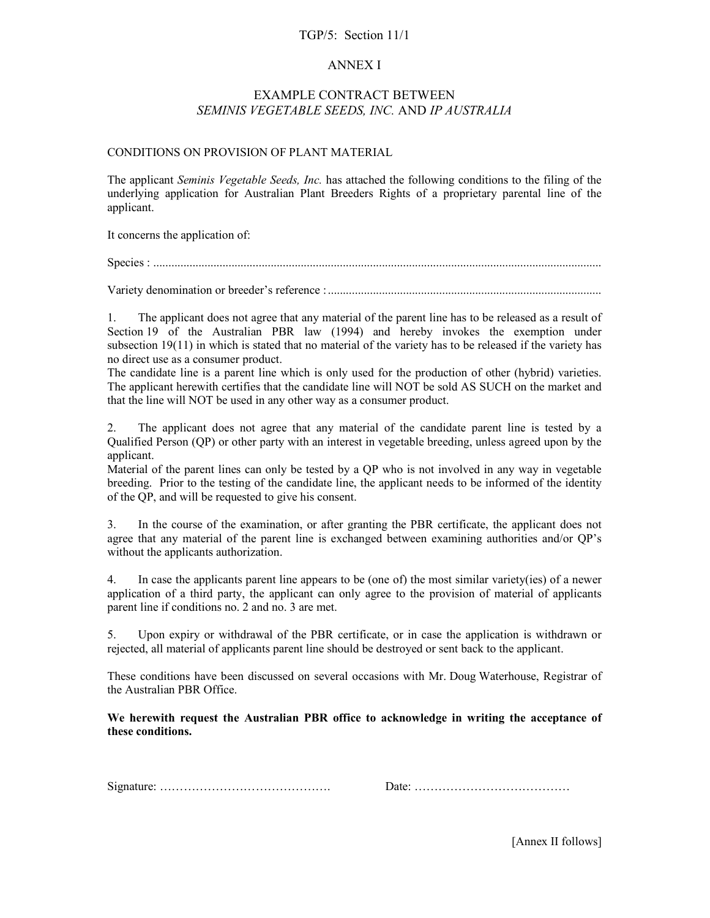# ANNEX I

## EXAMPLE CONTRACT BETWEEN *SEMINIS VEGETABLE SEEDS, INC.* AND *IP AUSTRALIA*

CONDITIONS ON PROVISION OF PLANT MATERIAL

The applicant *Seminis Vegetable Seeds, Inc.* has attached the following conditions to the filing of the underlying application for Australian Plant Breeders Rights of a proprietary parental line of the applicant.

It concerns the application of:

Species : ...................................................................................................................................................

Variety denomination or breeder's reference : ..........................................................................................

1. The applicant does not agree that any material of the parent line has to be released as a result of Section 19 of the Australian PBR law (1994) and hereby invokes the exemption under subsection 19(11) in which is stated that no material of the variety has to be released if the variety has no direct use as a consumer product.
The candidate line is a parent line which is only used for the production of other (hybrid) varieties. The applicant herewith certifies that the candidate line will NOT be sold AS SUCH on the market and that the line will NOT be used in any other way as a consumer product.

2. The applicant does not agree that any material of the candidate parent line is tested by a Qualified Person (QP) or other party with an interest in vegetable breeding, unless agreed upon by the applicant.
Material of the parent lines can only be tested by a QP who is not involved in any way in vegetable breeding. Prior to the testing of the candidate line, the applicant needs to be informed of the identity of the QP, and will be requested to give his consent.

3. In the course of the examination, or after granting the PBR certificate, the applicant does not agree that any material of the parent line is exchanged between examining authorities and/or QP's without the applicants authorization.

4. In case the applicants parent line appears to be (one of) the most similar variety(ies) of a newer application of a third party, the applicant can only agree to the provision of material of applicants parent line if conditions no. 2 and no. 3 are met.

5. Upon expiry or withdrawal of the PBR certificate, or in case the application is withdrawn or rejected, all material of applicants parent line should be destroyed or sent back to the applicant.

These conditions have been discussed on several occasions with Mr. Doug Waterhouse, Registrar of the Australian PBR Office.

**We herewith request the Australian PBR office to acknowledge in writing the acceptance of these conditions.**

Signature: …………………………………….          Date: …………………………………

[Annex II follows]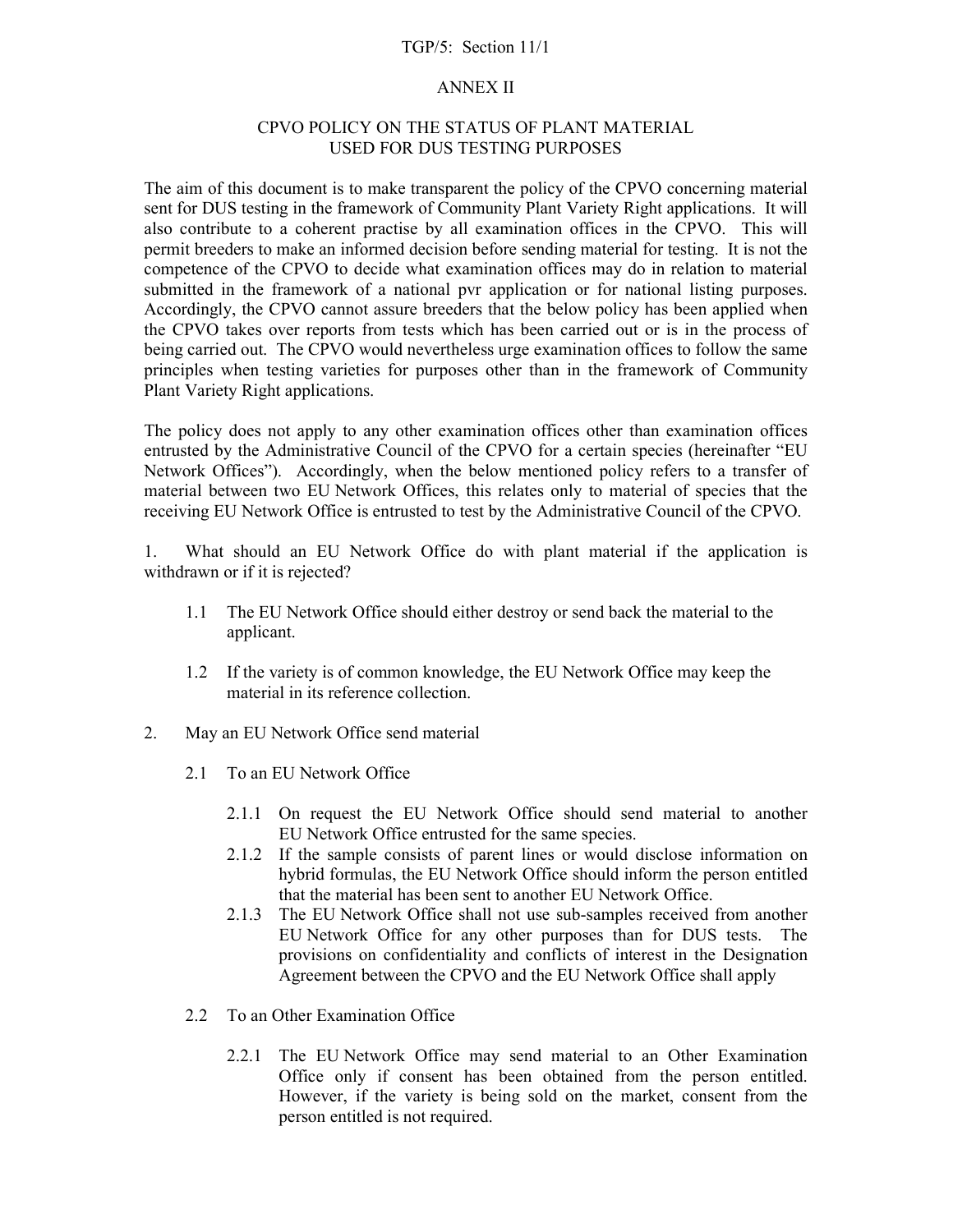## ANNEX II

## CPVO POLICY ON THE STATUS OF PLANT MATERIAL USED FOR DUS TESTING PURPOSES

The aim of this document is to make transparent the policy of the CPVO concerning material sent for DUS testing in the framework of Community Plant Variety Right applications. It will also contribute to a coherent practise by all examination offices in the CPVO. This will permit breeders to make an informed decision before sending material for testing. It is not the competence of the CPVO to decide what examination offices may do in relation to material submitted in the framework of a national pvr application or for national listing purposes. Accordingly, the CPVO cannot assure breeders that the below policy has been applied when the CPVO takes over reports from tests which has been carried out or is in the process of being carried out. The CPVO would nevertheless urge examination offices to follow the same principles when testing varieties for purposes other than in the framework of Community Plant Variety Right applications.

The policy does not apply to any other examination offices other than examination offices entrusted by the Administrative Council of the CPVO for a certain species (hereinafter "EU Network Offices"). Accordingly, when the below mentioned policy refers to a transfer of material between two EU Network Offices, this relates only to material of species that the receiving EU Network Office is entrusted to test by the Administrative Council of the CPVO.

1. What should an EU Network Office do with plant material if the application is withdrawn or if it is rejected?

   1.1 The EU Network Office should either destroy or send back the material to the applicant.

   1.2 If the variety is of common knowledge, the EU Network Office may keep the material in its reference collection.

2. May an EU Network Office send material

   2.1 To an EU Network Office

      2.1.1 On request the EU Network Office should send material to another EU Network Office entrusted for the same species.

      2.1.2 If the sample consists of parent lines or would disclose information on hybrid formulas, the EU Network Office should inform the person entitled that the material has been sent to another EU Network Office.

      2.1.3 The EU Network Office shall not use sub-samples received from another EU Network Office for any other purposes than for DUS tests. The provisions on confidentiality and conflicts of interest in the Designation Agreement between the CPVO and the EU Network Office shall apply

   2.2 To an Other Examination Office

      2.2.1 The EU Network Office may send material to an Other Examination Office only if consent has been obtained from the person entitled. However, if the variety is being sold on the market, consent from the person entitled is not required.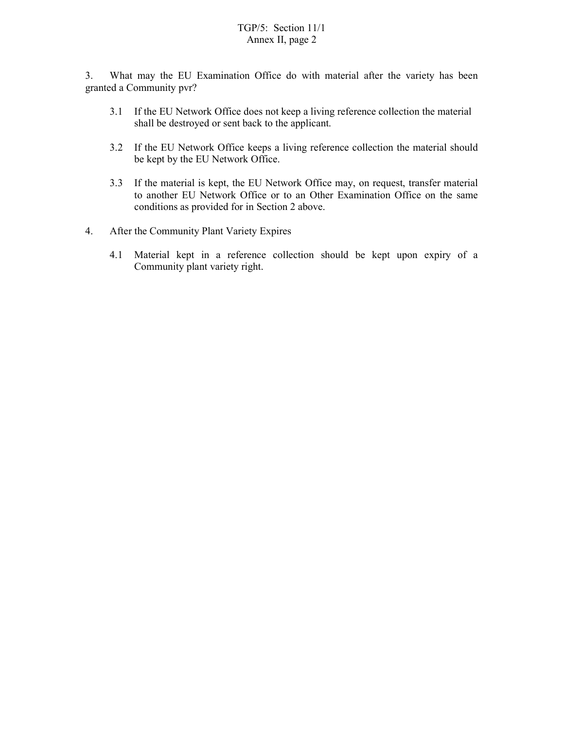3. What may the EU Examination Office do with material after the variety has been granted a Community pvr?

3.1 If the EU Network Office does not keep a living reference collection the material shall be destroyed or sent back to the applicant.

3.2 If the EU Network Office keeps a living reference collection the material should be kept by the EU Network Office.

3.3 If the material is kept, the EU Network Office may, on request, transfer material to another EU Network Office or to an Other Examination Office on the same conditions as provided for in Section 2 above.

4. After the Community Plant Variety Expires

4.1 Material kept in a reference collection should be kept upon expiry of a Community plant variety right.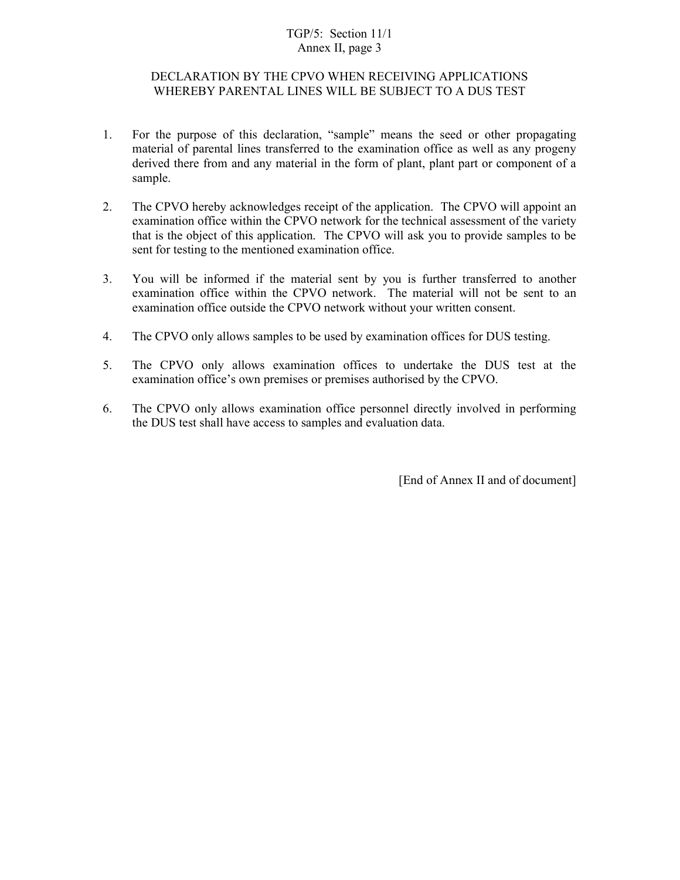## DECLARATION BY THE CPVO WHEN RECEIVING APPLICATIONS WHEREBY PARENTAL LINES WILL BE SUBJECT TO A DUS TEST

1. For the purpose of this declaration, “sample” means the seed or other propagating material of parental lines transferred to the examination office as well as any progeny derived there from and any material in the form of plant, plant part or component of a sample.

2. The CPVO hereby acknowledges receipt of the application. The CPVO will appoint an examination office within the CPVO network for the technical assessment of the variety that is the object of this application. The CPVO will ask you to provide samples to be sent for testing to the mentioned examination office.

3. You will be informed if the material sent by you is further transferred to another examination office within the CPVO network. The material will not be sent to an examination office outside the CPVO network without your written consent.

4. The CPVO only allows samples to be used by examination offices for DUS testing.

5. The CPVO only allows examination offices to undertake the DUS test at the examination office’s own premises or premises authorised by the CPVO.

6. The CPVO only allows examination office personnel directly involved in performing the DUS test shall have access to samples and evaluation data.

[End of Annex II and of document]